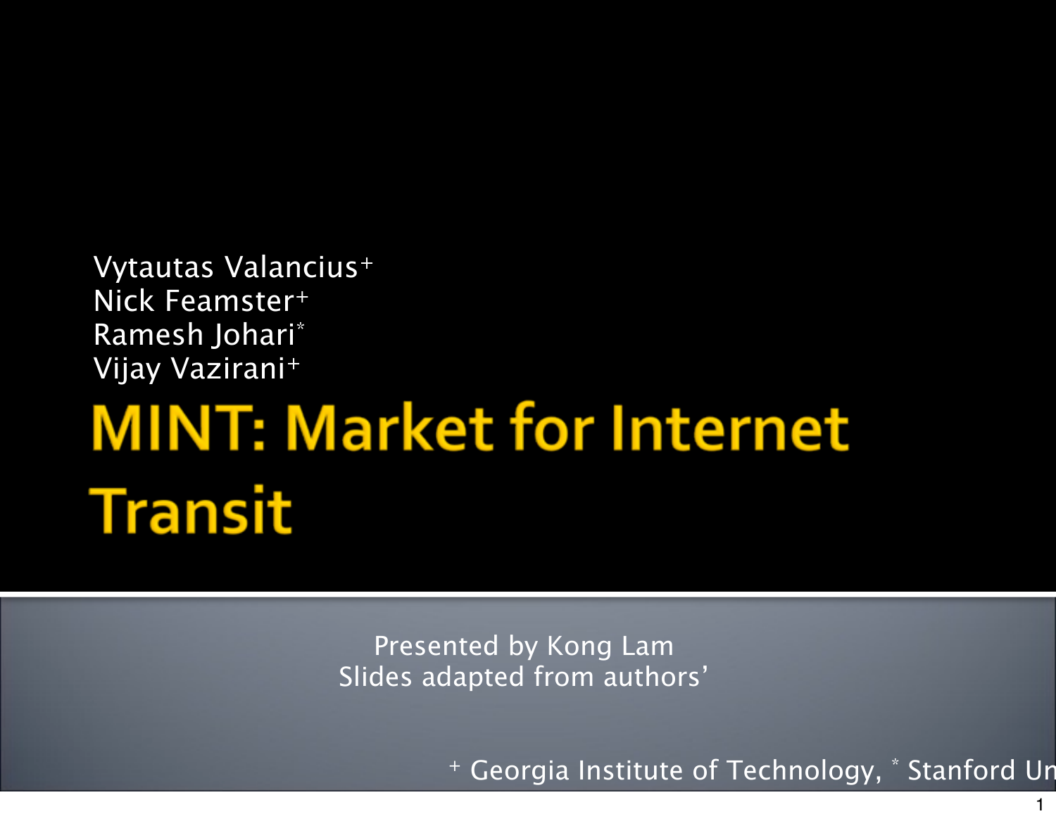# MINT: Market for Internet Transit

Vytautas Valancius[+]
Nick Feamster[+]
Ramesh Johari[*]
Vijay Vazirani[+]

Presented by Kong Lam
Slides adapted from authors'

[+] Georgia Institute of Technology, [*] Stanford Un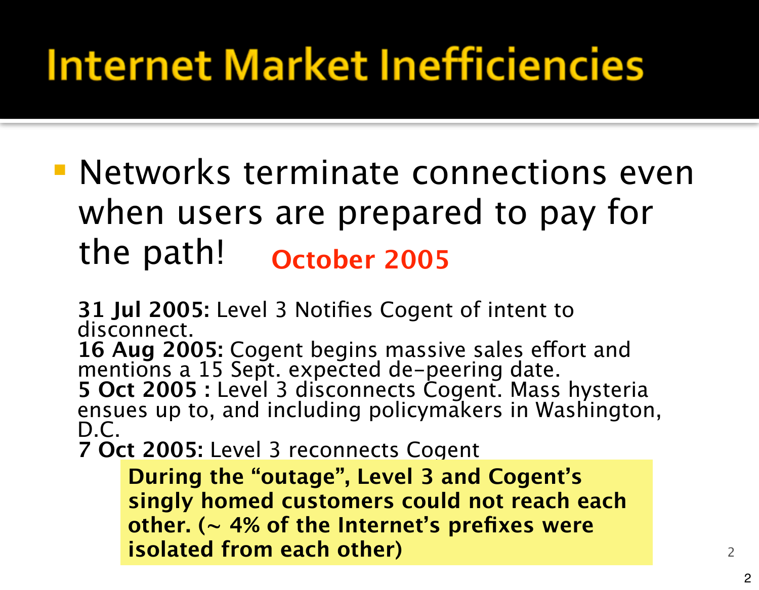# Internet Market Inefficiencies

- Networks terminate connections even when users are prepared to pay for the path! **October 2005**

**31 Jul 2005:** Level 3 Notifies Cogent of intent to disconnect.
**16 Aug 2005:** Cogent begins massive sales effort and mentions a 15 Sept. expected de-peering date.
**5 Oct 2005 :** Level 3 disconnects Cogent. Mass hysteria ensues up to, and including policymakers in Washington, D.C.
**7 Oct 2005:** Level 3 reconnects Cogent

**During the "outage", Level 3 and Cogent's singly homed customers could not reach each other. (~ 4% of the Internet's prefixes were isolated from each other)**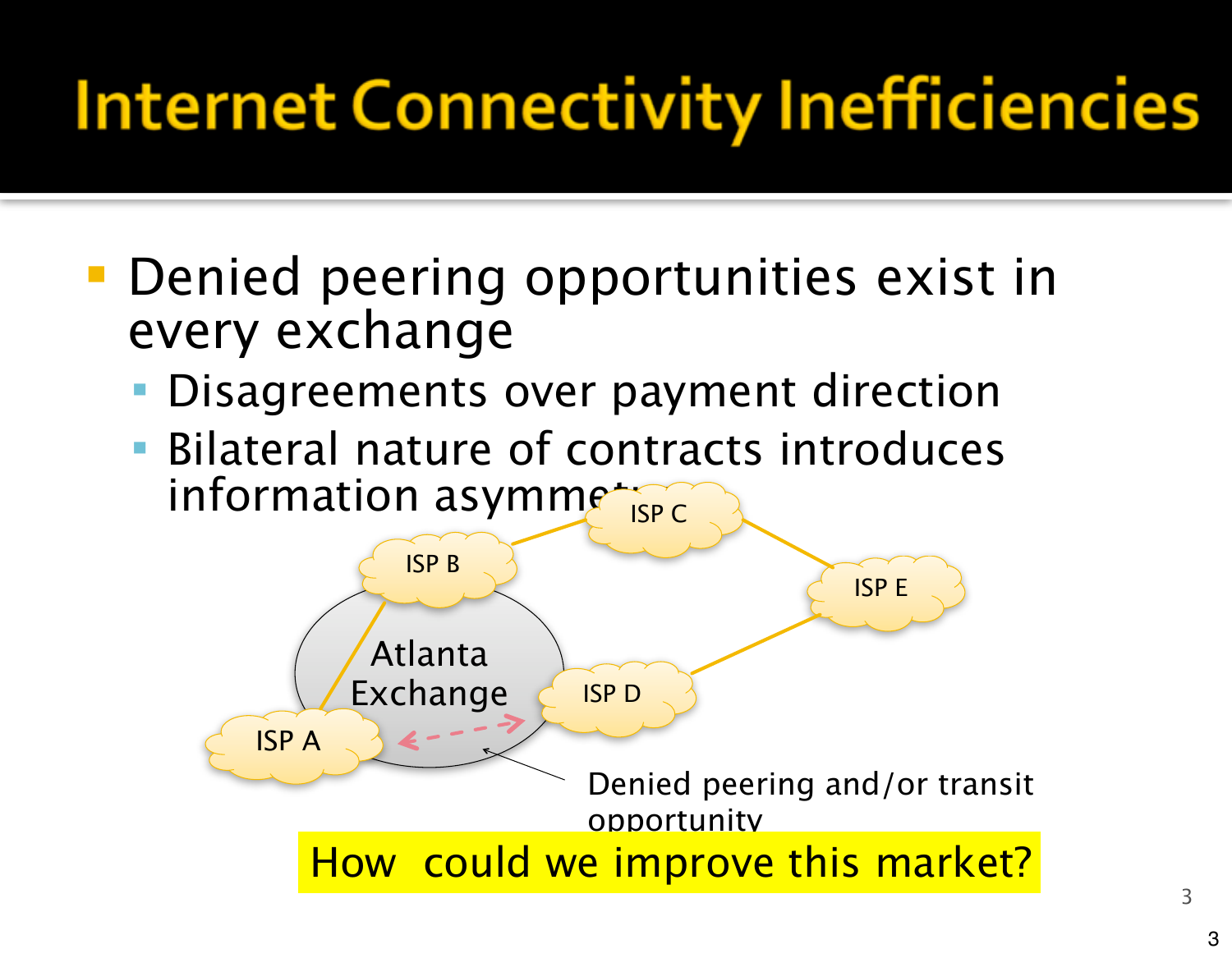# Internet Connectivity Inefficiencies

- Denied peering opportunities exist in every exchange
  - Disagreements over payment direction
  - Bilateral nature of contracts introduces information asymmetry

ISP C

ISP B

ISP E

Atlanta Exchange

ISP D

ISP A

Denied peering and/or transit opportunity

How could we improve this market?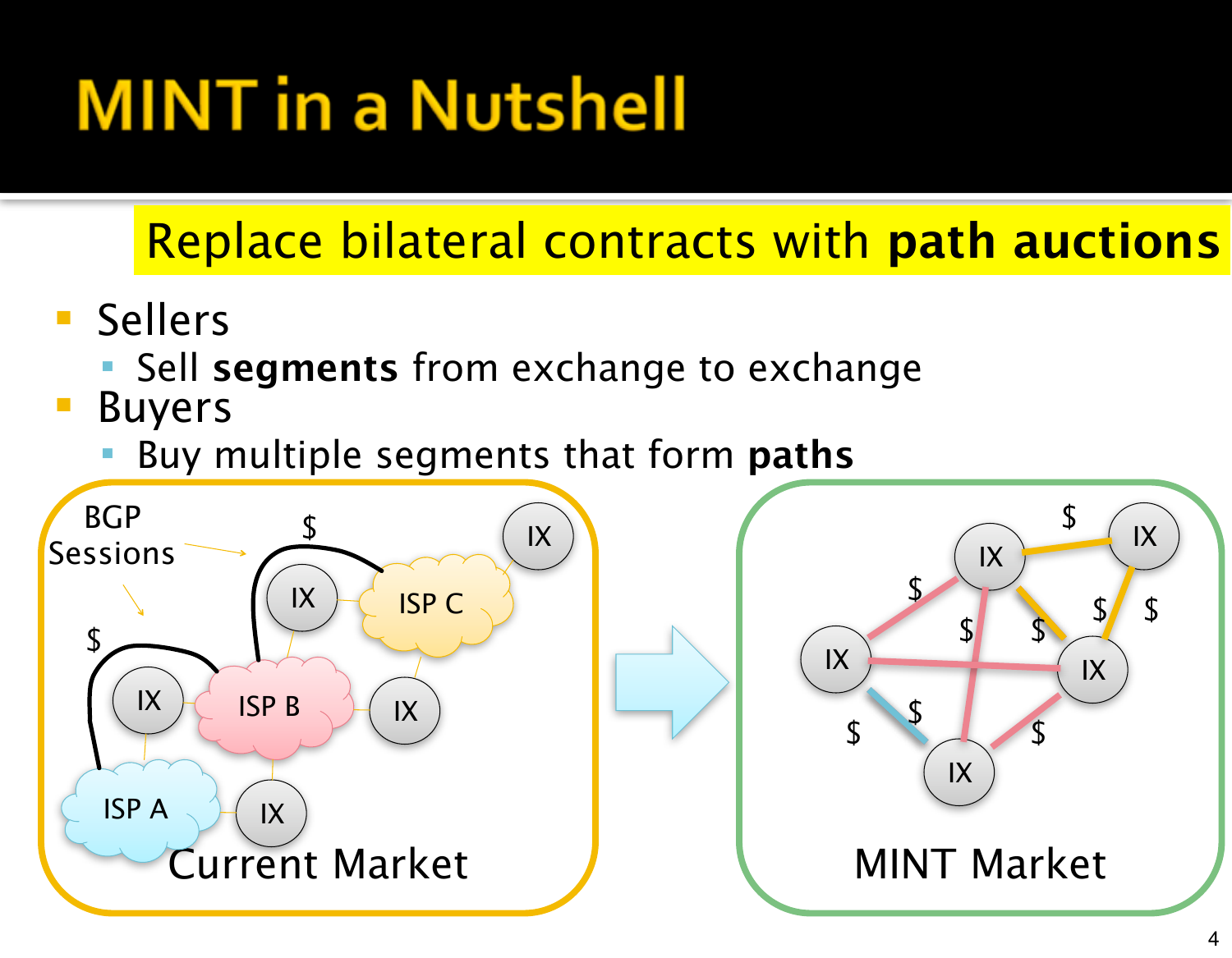# MINT in a Nutshell

**Replace bilateral contracts with path auctions**

- Sellers
  - Sell **segments** from exchange to exchange
- Buyers
  - Buy multiple segments that form **paths**

BGP Sessions

$

$

IX

ISP C

IX

ISP B

IX

IX

ISP A

IX

Current Market

IX

$

IX

$

$

$

$

$

IX

IX

$

$

$

IX

MINT Market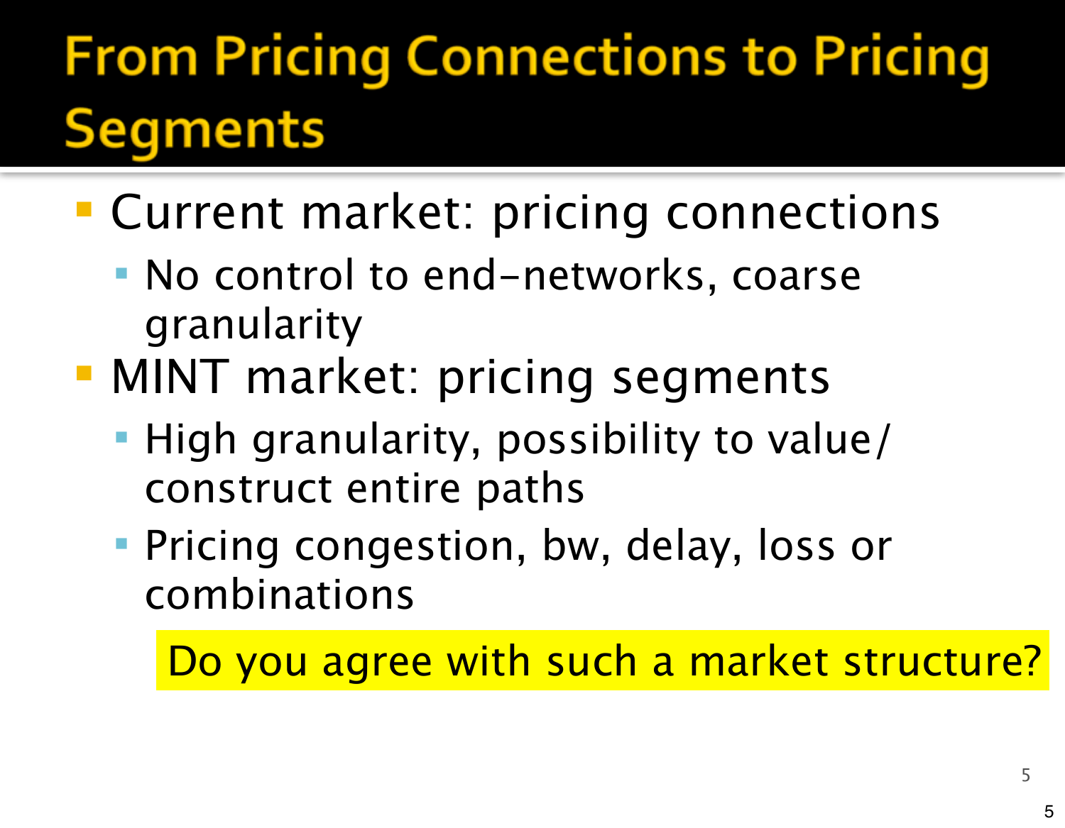# From Pricing Connections to Pricing Segments

- Current market: pricing connections
  - No control to end-networks, coarse granularity
- MINT market: pricing segments
  - High granularity, possibility to value/construct entire paths
  - Pricing congestion, bw, delay, loss or combinations

Do you agree with such a market structure?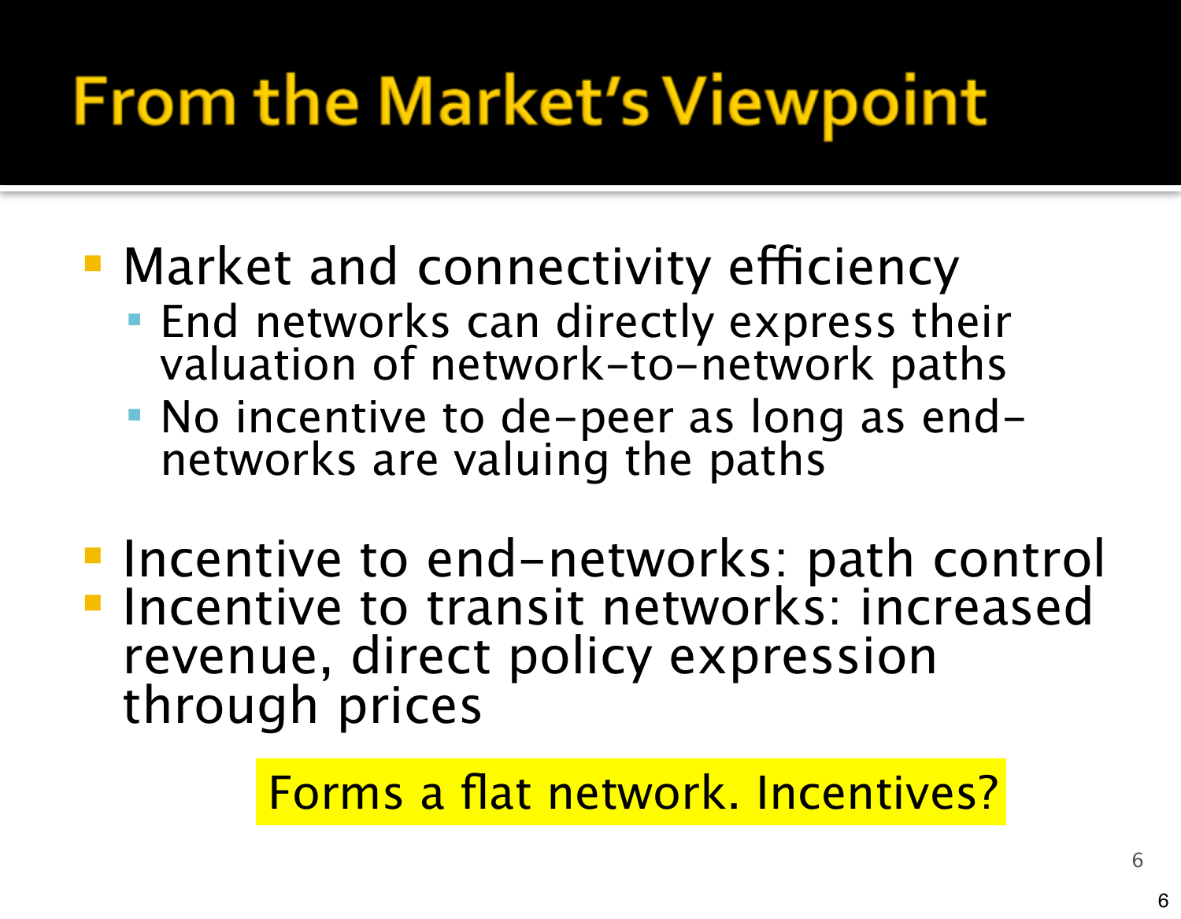# From the Market's Viewpoint

- Market and connectivity efficiency
  - End networks can directly express their valuation of network-to-network paths
  - No incentive to de-peer as long as end-networks are valuing the paths

- Incentive to end-networks: path control
- Incentive to transit networks: increased revenue, direct policy expression through prices

Forms a flat network. Incentives?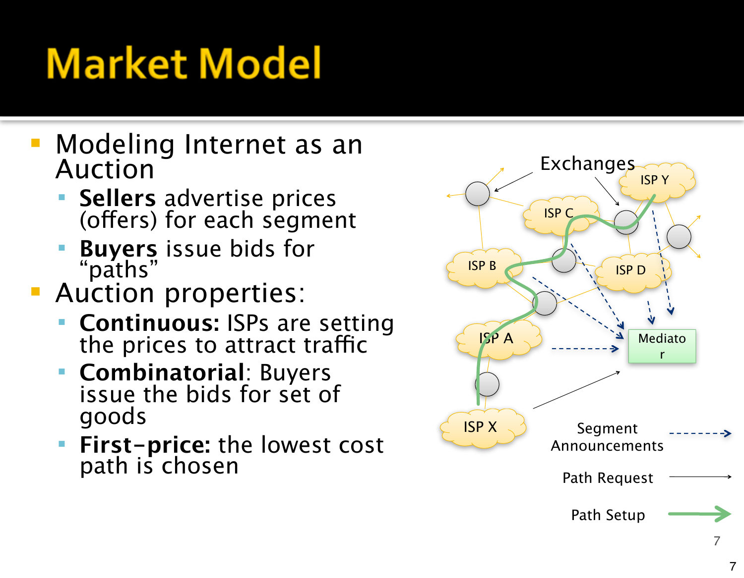# Market Model

- Modeling Internet as an Auction
  - **Sellers** advertise prices (offers) for each segment
  - **Buyers** issue bids for "paths"
- Auction properties:
  - **Continuous:** ISPs are setting the prices to attract traffic
  - **Combinatorial**: Buyers issue the bids for set of goods
  - **First-price:** the lowest cost path is chosen

Exchanges

ISP Y

ISP C

ISP B

ISP D

ISP A

Mediator

ISP X

Segment Announcements

Path Request

Path Setup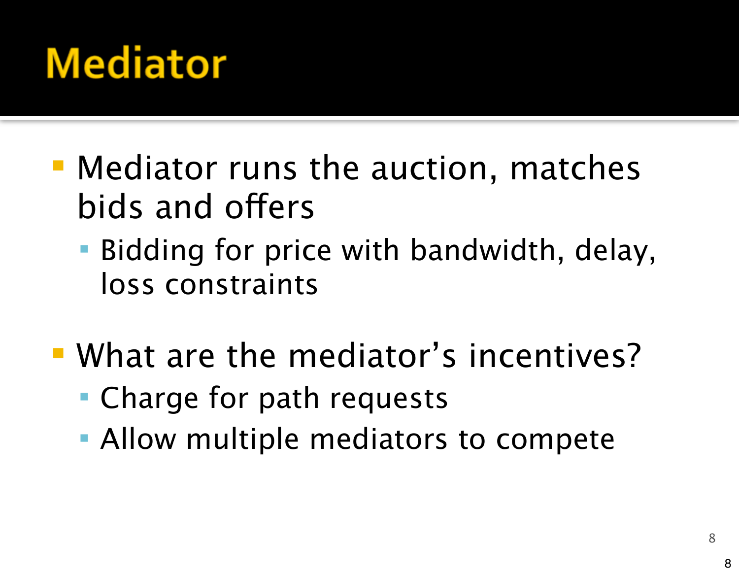# Mediator

- Mediator runs the auction, matches bids and offers
  - Bidding for price with bandwidth, delay, loss constraints
- What are the mediator's incentives?
  - Charge for path requests
  - Allow multiple mediators to compete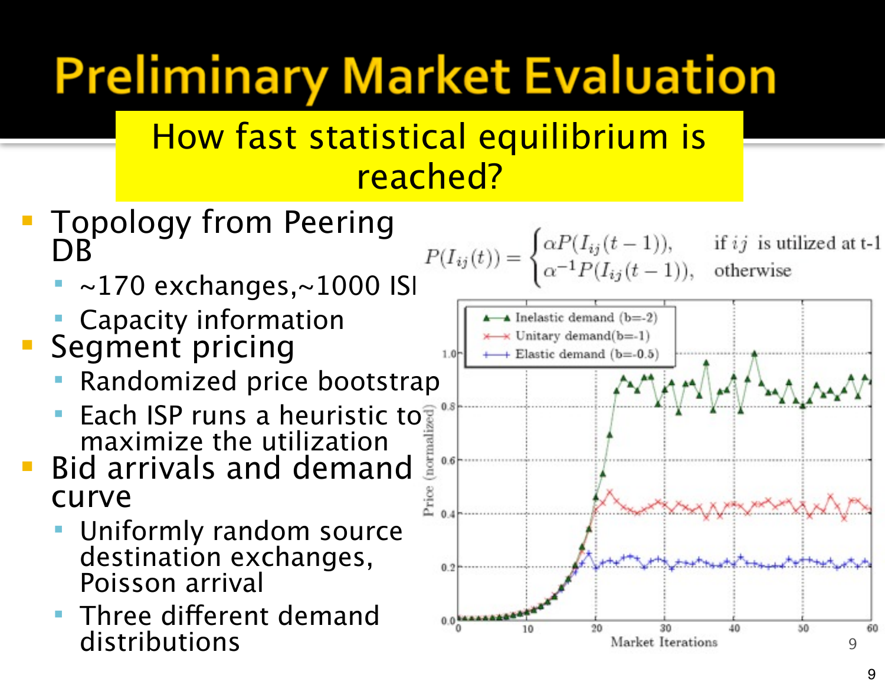# Preliminary Market Evaluation

**How fast statistical equilibrium is reached?**

- Topology from Peering DB
  - ~170 exchanges,~1000 ISI
  - Capacity information
- Segment pricing
  - Randomized price bootstrap
  - Each ISP runs a heuristic to maximize the utilization
- Bid arrivals and demand curve
  - Uniformly random source destination exchanges, Poisson arrival
  - Three different demand distributions

$$P(I_{ij}(t)) = \begin{cases} \alpha P(I_{ij}(t-1)), & \text{if } ij \text{ is utilized at t-1} \\ \alpha^{-1} P(I_{ij}(t-1)), & \text{otherwise} \end{cases}$$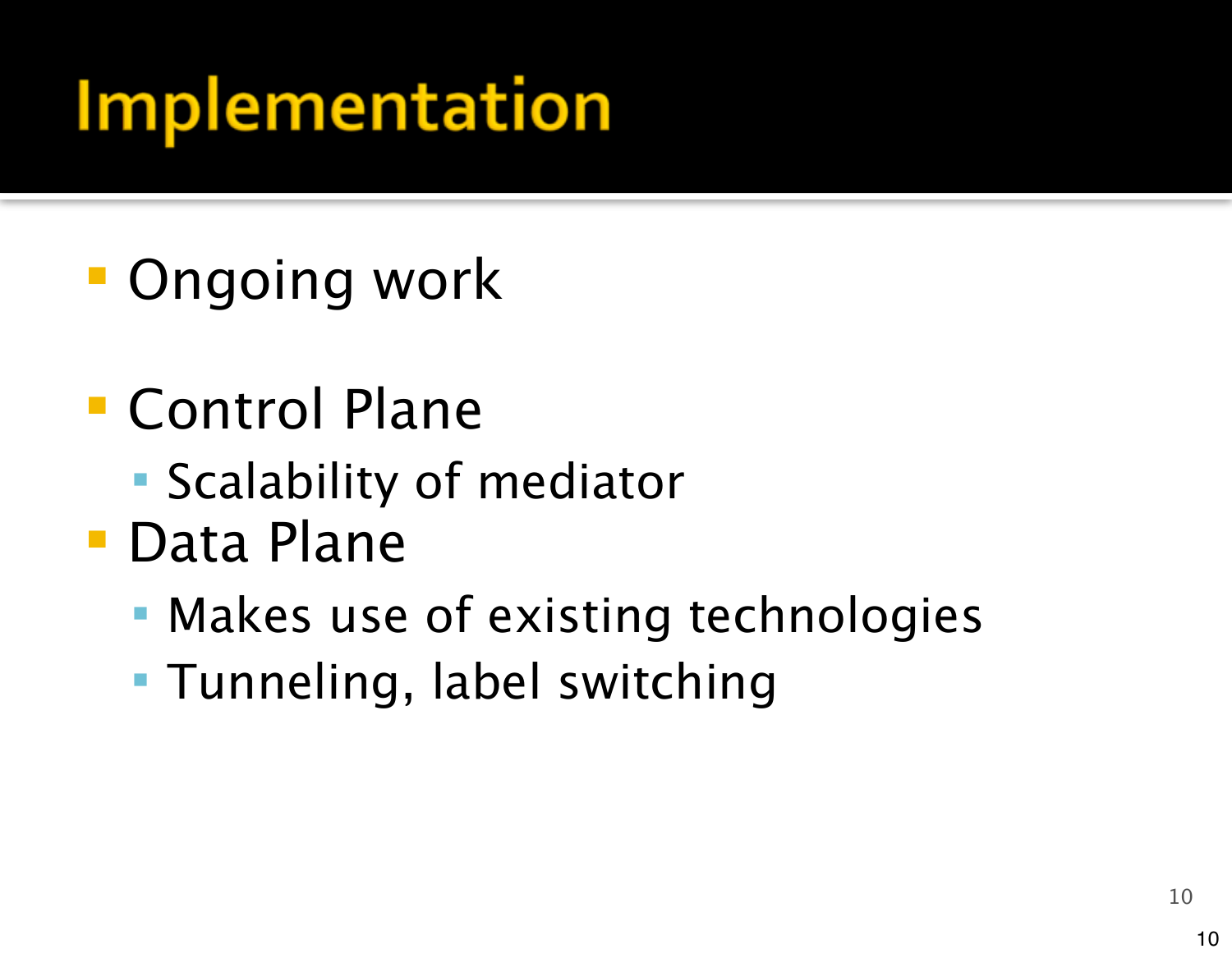# Implementation

- Ongoing work
- Control Plane
  - Scalability of mediator
- Data Plane
  - Makes use of existing technologies
  - Tunneling, label switching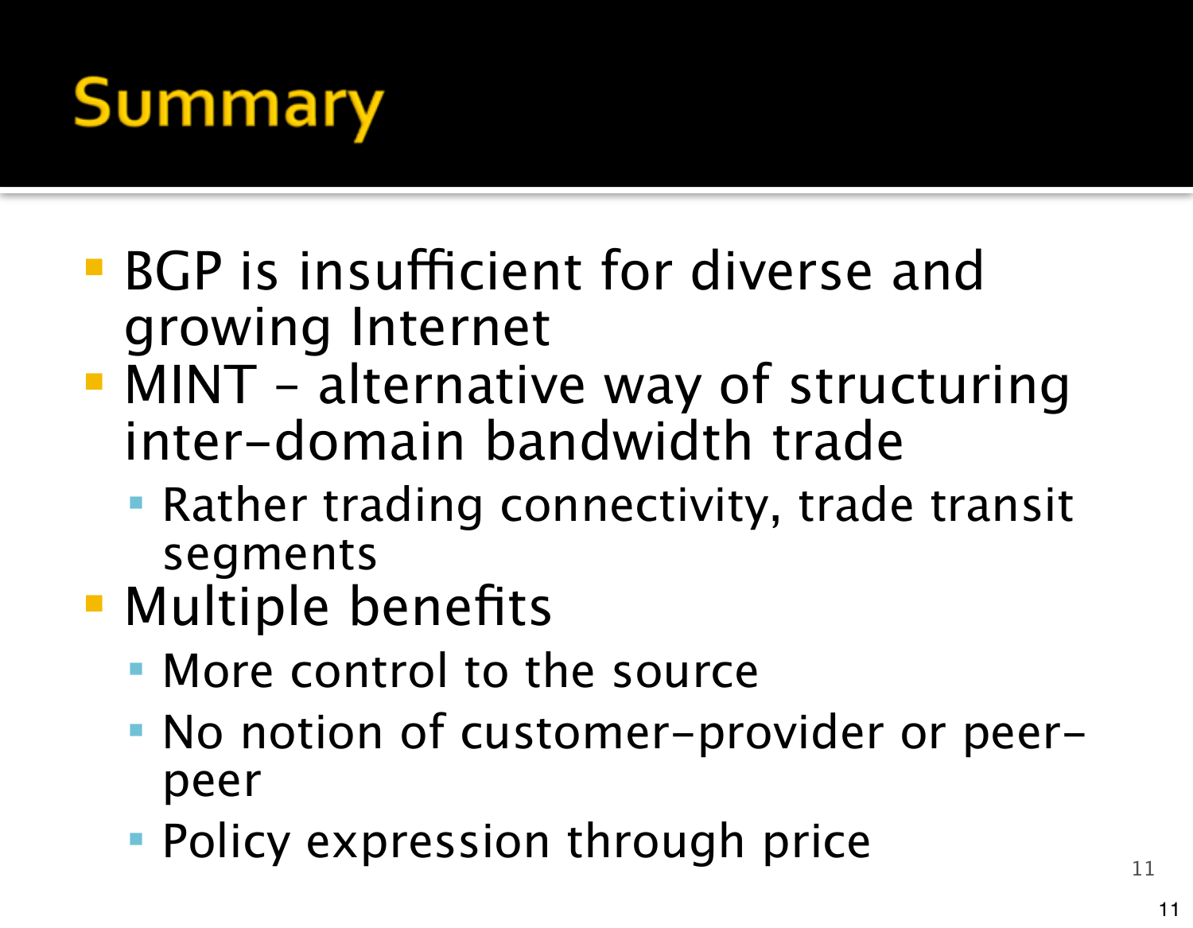# Summary

- BGP is insufficient for diverse and growing Internet
- MINT – alternative way of structuring inter-domain bandwidth trade
  - Rather trading connectivity, trade transit segments
- Multiple benefits
  - More control to the source
  - No notion of customer-provider or peer-peer
  - Policy expression through price